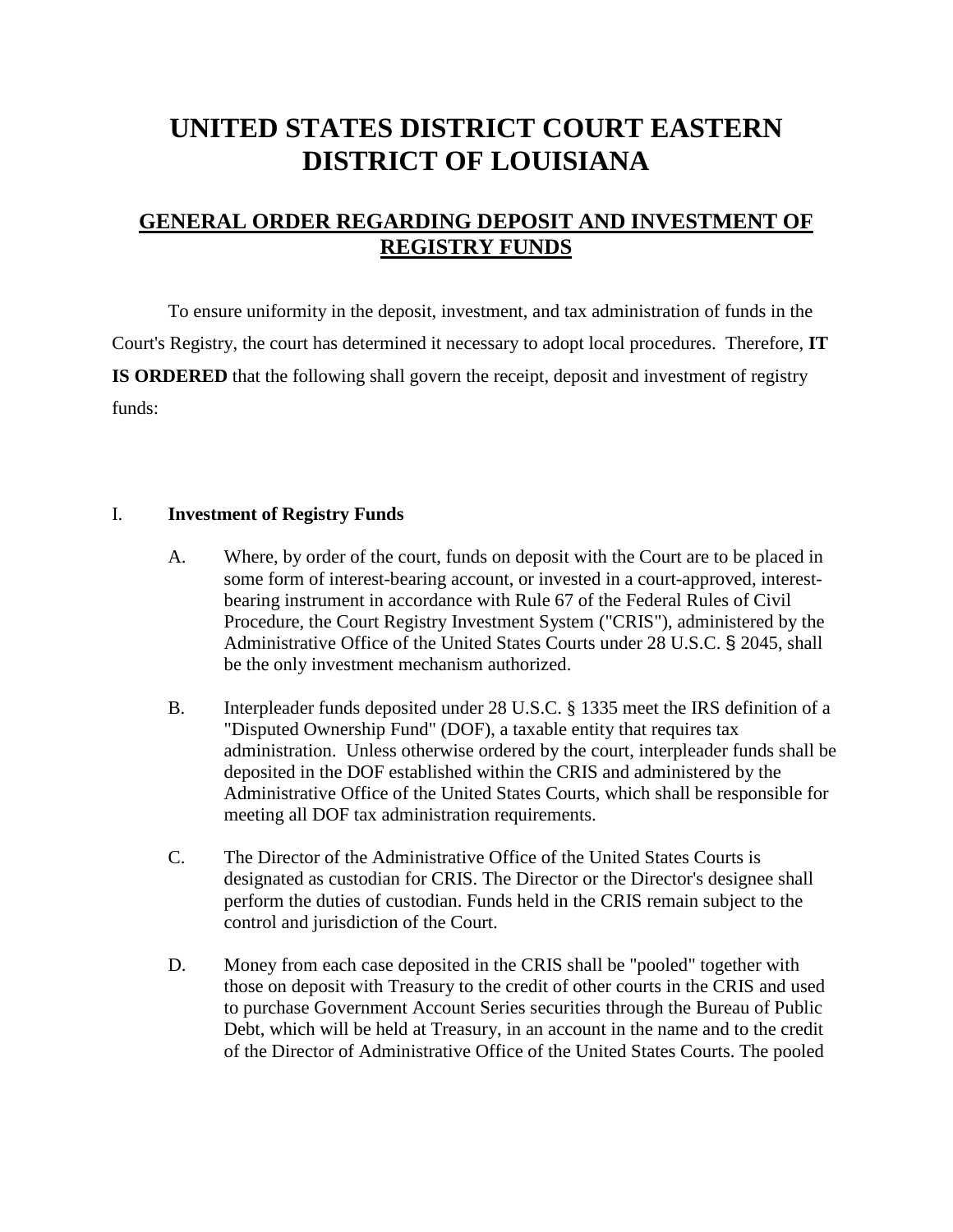# UNITED STATES DISTRICT COURT EASTERN DISTRICT OF LOUISIANA

## GENERAL ORDER REGARDING DEPOSIT AND INVESTMENT OF REGISTRY FUNDS

To ensure uniformity in the deposit, investment, and tax administration of funds in the Court's Registry, the court has determined it necessary to adopt local procedures. Therefore, **IT IS ORDERED** that the following shall govern the receipt, deposit and investment of registry funds:

I. **Investment of Registry Funds**

A. Where, by order of the court, funds on deposit with the Court are to be placed in some form of interest-bearing account, or invested in a court-approved, interest-bearing instrument in accordance with Rule 67 of the Federal Rules of Civil Procedure, the Court Registry Investment System ("CRIS"), administered by the Administrative Office of the United States Courts under 28 U.S.C. § 2045, shall be the only investment mechanism authorized.

B. Interpleader funds deposited under 28 U.S.C. § 1335 meet the IRS definition of a "Disputed Ownership Fund" (DOF), a taxable entity that requires tax administration. Unless otherwise ordered by the court, interpleader funds shall be deposited in the DOF established within the CRIS and administered by the Administrative Office of the United States Courts, which shall be responsible for meeting all DOF tax administration requirements.

C. The Director of the Administrative Office of the United States Courts is designated as custodian for CRIS. The Director or the Director's designee shall perform the duties of custodian. Funds held in the CRIS remain subject to the control and jurisdiction of the Court.

D. Money from each case deposited in the CRIS shall be "pooled" together with those on deposit with Treasury to the credit of other courts in the CRIS and used to purchase Government Account Series securities through the Bureau of Public Debt, which will be held at Treasury, in an account in the name and to the credit of the Director of Administrative Office of the United States Courts. The pooled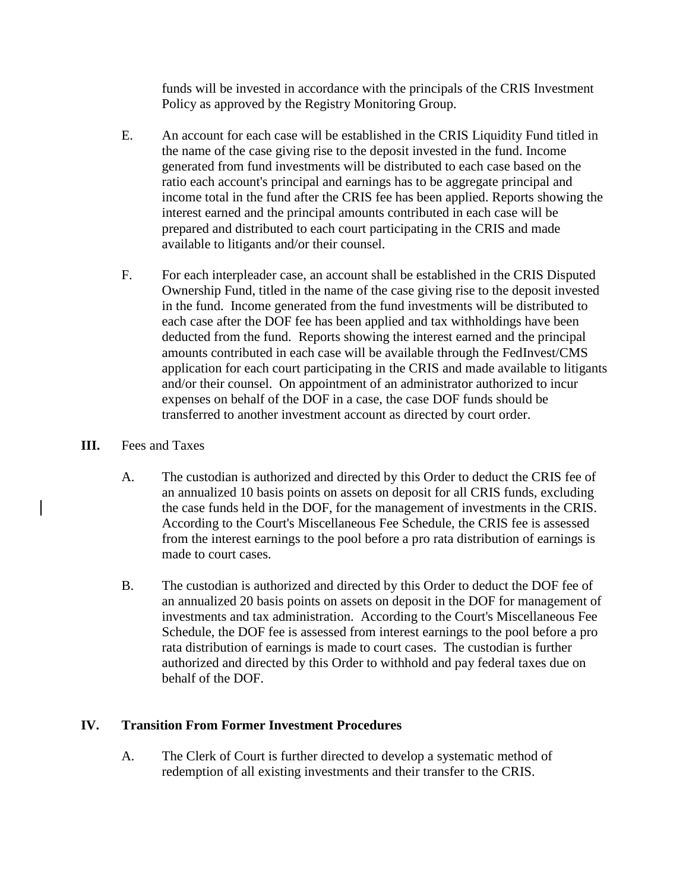funds will be invested in accordance with the principals of the CRIS Investment Policy as approved by the Registry Monitoring Group.

E. An account for each case will be established in the CRIS Liquidity Fund titled in the name of the case giving rise to the deposit invested in the fund. Income generated from fund investments will be distributed to each case based on the ratio each account's principal and earnings has to be aggregate principal and income total in the fund after the CRIS fee has been applied. Reports showing the interest earned and the principal amounts contributed in each case will be prepared and distributed to each court participating in the CRIS and made available to litigants and/or their counsel.

F. For each interpleader case, an account shall be established in the CRIS Disputed Ownership Fund, titled in the name of the case giving rise to the deposit invested in the fund. Income generated from the fund investments will be distributed to each case after the DOF fee has been applied and tax withholdings have been deducted from the fund. Reports showing the interest earned and the principal amounts contributed in each case will be available through the FedInvest/CMS application for each court participating in the CRIS and made available to litigants and/or their counsel. On appointment of an administrator authorized to incur expenses on behalf of the DOF in a case, the case DOF funds should be transferred to another investment account as directed by court order.

**III.** Fees and Taxes

A. The custodian is authorized and directed by this Order to deduct the CRIS fee of an annualized 10 basis points on assets on deposit for all CRIS funds, excluding the case funds held in the DOF, for the management of investments in the CRIS. According to the Court's Miscellaneous Fee Schedule, the CRIS fee is assessed from the interest earnings to the pool before a pro rata distribution of earnings is made to court cases.

B. The custodian is authorized and directed by this Order to deduct the DOF fee of an annualized 20 basis points on assets on deposit in the DOF for management of investments and tax administration. According to the Court's Miscellaneous Fee Schedule, the DOF fee is assessed from interest earnings to the pool before a pro rata distribution of earnings is made to court cases. The custodian is further authorized and directed by this Order to withhold and pay federal taxes due on behalf of the DOF.

## IV. Transition From Former Investment Procedures

A. The Clerk of Court is further directed to develop a systematic method of redemption of all existing investments and their transfer to the CRIS.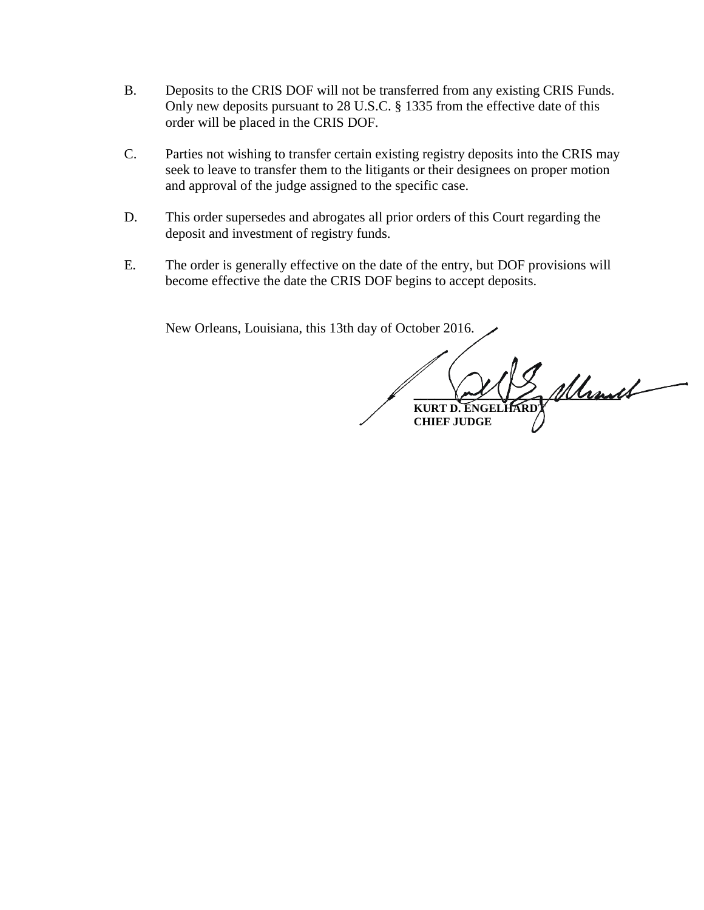B. Deposits to the CRIS DOF will not be transferred from any existing CRIS Funds. Only new deposits pursuant to 28 U.S.C. § 1335 from the effective date of this order will be placed in the CRIS DOF.

C. Parties not wishing to transfer certain existing registry deposits into the CRIS may seek to leave to transfer them to the litigants or their designees on proper motion and approval of the judge assigned to the specific case.

D. This order supersedes and abrogates all prior orders of this Court regarding the deposit and investment of registry funds.

E. The order is generally effective on the date of the entry, but DOF provisions will become effective the date the CRIS DOF begins to accept deposits.

New Orleans, Louisiana, this 13th day of October 2016.

**KURT D. ENGELHARDT**
**CHIEF JUDGE**